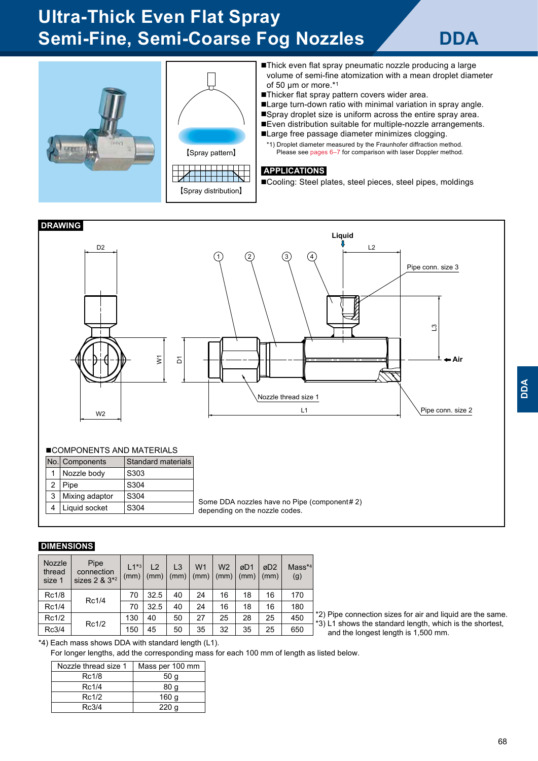# Ultra-Thick Even Flat Spray Semi-Fine, Semi-Coarse Fog Nozzles

## DDA

【Spray pattern】

【Spray distribution】

- Thick even flat spray pneumatic nozzle producing a large volume of semi-fine atomization with a mean droplet diameter of 50 µm or more.*1
- Thicker flat spray pattern covers wider area.
- Large turn-down ratio with minimal variation in spray angle.
- Spray droplet size is uniform across the entire spray area.
- Even distribution suitable for multiple-nozzle arrangements.
- Large free passage diameter minimizes clogging.

*1) Droplet diameter measured by the Fraunhofer diffraction method. Please see pages 6–7 for comparison with laser Doppler method.

### APPLICATIONS

- Cooling: Steel plates, steel pieces, steel pipes, moldings

### DRAWING

Liquid, Air, D2, L2, L3, W1, D1, W2, L1, Pipe conn. size 3, Pipe conn. size 2, Nozzle thread size 1, ① ② ③ ④

■COMPONENTS AND MATERIALS

| No. | Components | Standard materials |
|---|---|---|
| 1 | Nozzle body | S303 |
| 2 | Pipe | S304 |
| 3 | Mixing adaptor | S304 |
| 4 | Liquid socket | S304 |

Some DDA nozzles have no Pipe (component# 2) depending on the nozzle codes.

### DIMENSIONS

| Nozzle thread size 1 | Pipe connection sizes 2 & 3*2 | L1*3 (mm) | L2 (mm) | L3 (mm) | W1 (mm) | W2 (mm) | øD1 (mm) | øD2 (mm) | Mass*4 (g) |
|---|---|---|---|---|---|---|---|---|---|
| Rc1/8 | Rc1/4 | 70 | 32.5 | 40 | 24 | 16 | 18 | 16 | 170 |
| Rc1/4 | | 70 | 32.5 | 40 | 24 | 16 | 18 | 16 | 180 |
| Rc1/2 | Rc1/2 | 130 | 40 | 50 | 27 | 25 | 28 | 25 | 450 |
| Rc3/4 | | 150 | 45 | 50 | 35 | 32 | 35 | 25 | 650 |

*2) Pipe connection sizes for air and liquid are the same.

*3) L1 shows the standard length, which is the shortest, and the longest length is 1,500 mm.

*4) Each mass shows DDA with standard length (L1).
For longer lengths, add the corresponding mass for each 100 mm of length as listed below.

| Nozzle thread size 1 | Mass per 100 mm |
|---|---|
| Rc1/8 | 50 g |
| Rc1/4 | 80 g |
| Rc1/2 | 160 g |
| Rc3/4 | 220 g |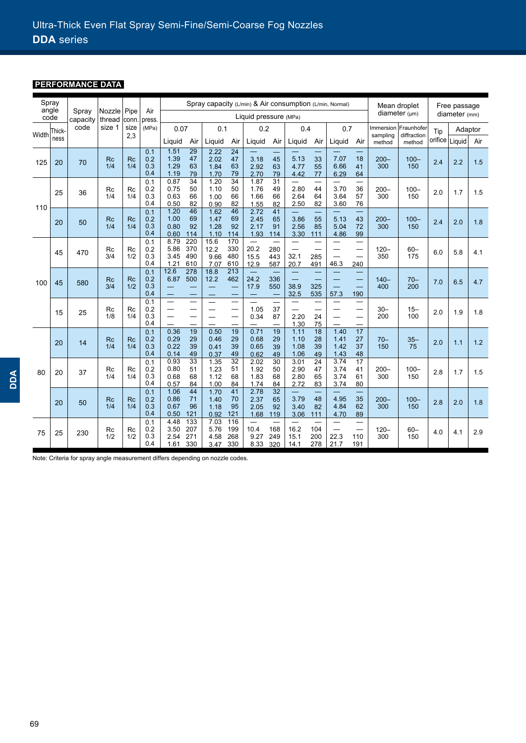## PERFORMANCE DATA

| Spray angle code: Width | Spray angle code: Thickness | Spray capacity code | Nozzle thread size 1 | Pipe conn. size 2,3 | Air press. (MPa) | Spray capacity (L/min) & Air consumption (L/min, Normal) — Liquid pressure (MPa) 0.07: Liquid | 0.07: Air | 0.1: Liquid | 0.1: Air | 0.2: Liquid | 0.2: Air | 0.4: Liquid | 0.4: Air | 0.7: Liquid | 0.7: Air | Mean droplet diameter (µm): Immersion sampling method | Mean droplet diameter (µm): Fraunhofer diffraction method | Free passage diameter (mm): Tip orifice | Free passage diameter (mm): Adaptor Liquid | Free passage diameter (mm): Adaptor Air |
|---|---|---|---|---|---|---|---|---|---|---|---|---|---|---|---|---|---|---|---|---|
| 125 | 20 | 70 | Rc 1/4 | Rc 1/4 | 0.1 | 1.51 | 29 | 2.22 | 24 | — | — | — | — | — | — | 200–300 | 100–150 | 2.4 | 2.2 | 1.5 |
| | | | | | 0.2 | 1.39 | 47 | 2.02 | 47 | 3.18 | 45 | 5.13 | 33 | 7.07 | 18 | | | | | |
| | | | | | 0.3 | 1.29 | 63 | 1.84 | 63 | 2.92 | 63 | 4.77 | 55 | 6.66 | 41 | | | | | |
| | | | | | 0.4 | 1.19 | 79 | 1.70 | 79 | 2.70 | 79 | 4.42 | 77 | 6.29 | 64 | | | | | |
| 110 | 25 | 36 | Rc 1/4 | Rc 1/4 | 0.1 | 0.87 | 34 | 1.20 | 34 | 1.87 | 31 | — | — | — | — | 200–300 | 100–150 | 2.0 | 1.7 | 1.5 |
| | | | | | 0.2 | 0.75 | 50 | 1.10 | 50 | 1.76 | 49 | 2.80 | 44 | 3.70 | 36 | | | | | |
| | | | | | 0.3 | 0.63 | 66 | 1.00 | 66 | 1.66 | 66 | 2.64 | 64 | 3.64 | 57 | | | | | |
| | | | | | 0.4 | 0.50 | 82 | 0.90 | 82 | 1.55 | 82 | 2.50 | 82 | 3.60 | 76 | | | | | |
| 110 | 20 | 50 | Rc 1/4 | Rc 1/4 | 0.1 | 1.20 | 46 | 1.62 | 46 | 2.72 | 41 | — | — | — | — | 200–300 | 100–150 | 2.4 | 2.0 | 1.8 |
| | | | | | 0.2 | 1.00 | 69 | 1.47 | 69 | 2.45 | 65 | 3.86 | 55 | 5.13 | 43 | | | | | |
| | | | | | 0.3 | 0.80 | 92 | 1.28 | 92 | 2.17 | 91 | 2.56 | 85 | 5.04 | 72 | | | | | |
| | | | | | 0.4 | 0.60 | 114 | 1.10 | 114 | 1.93 | 114 | 3.30 | 111 | 4.86 | 99 | | | | | |
| 100 | 45 | 470 | Rc 3/4 | Rc 1/2 | 0.1 | 8.79 | 220 | 15.6 | 170 | — | — | — | — | — | — | 120–350 | 60–175 | 6.0 | 5.8 | 4.1 |
| | | | | | 0.2 | 5.86 | 370 | 12.2 | 330 | 20.2 | 280 | — | — | — | — | | | | | |
| | | | | | 0.3 | 3.45 | 490 | 9.66 | 480 | 15.5 | 443 | 32.1 | 285 | — | — | | | | | |
| | | | | | 0.4 | 1.21 | 610 | 7.07 | 610 | 12.9 | 587 | 20.7 | 491 | 46.3 | 240 | | | | | |
| 100 | 45 | 580 | Rc 3/4 | Rc 1/2 | 0.1 | 12.6 | 278 | 18.8 | 213 | — | — | — | — | — | — | 140–400 | 70–200 | 7.0 | 6.5 | 4.7 |
| | | | | | 0.2 | 6.87 | 500 | 12.2 | 462 | 24.2 | 336 | — | — | — | — | | | | | |
| | | | | | 0.3 | — | — | — | — | 17.9 | 550 | 38.9 | 325 | — | — | | | | | |
| | | | | | 0.4 | — | — | — | — | — | — | 32.5 | 535 | 57.3 | 190 | | | | | |
| 100 | 15 | 25 | Rc 1/8 | Rc 1/4 | 0.1 | — | — | — | — | — | — | — | — | — | — | 30–200 | 15–100 | 2.0 | 1.9 | 1.8 |
| | | | | | 0.2 | — | — | — | — | 1.05 | 37 | — | — | — | — | | | | | |
| | | | | | 0.3 | — | — | — | — | 0.34 | 87 | 2.20 | 24 | — | — | | | | | |
| | | | | | 0.4 | — | — | — | — | — | — | 1.30 | 75 | — | — | | | | | |
| 80 | 20 | 14 | Rc 1/4 | Rc 1/4 | 0.1 | 0.36 | 19 | 0.50 | 19 | 0.71 | 19 | 1.11 | 18 | 1.40 | 17 | 70–150 | 35–75 | 2.0 | 1.1 | 1.2 |
| | | | | | 0.2 | 0.29 | 29 | 0.46 | 29 | 0.68 | 29 | 1.10 | 28 | 1.41 | 27 | | | | | |
| | | | | | 0.3 | 0.22 | 39 | 0.41 | 39 | 0.65 | 39 | 1.08 | 39 | 1.42 | 37 | | | | | |
| | | | | | 0.4 | 0.14 | 49 | 0.37 | 49 | 0.62 | 49 | 1.06 | 49 | 1.43 | 48 | | | | | |
| 80 | 20 | 37 | Rc 1/4 | Rc 1/4 | 0.1 | 0.93 | 33 | 1.35 | 32 | 2.02 | 30 | 3.01 | 24 | 3.74 | 17 | 200–300 | 100–150 | 2.8 | 1.7 | 1.5 |
| | | | | | 0.2 | 0.80 | 51 | 1.23 | 51 | 1.92 | 50 | 2.90 | 47 | 3.74 | 41 | | | | | |
| | | | | | 0.3 | 0.68 | 68 | 1.12 | 68 | 1.83 | 68 | 2.80 | 65 | 3.74 | 61 | | | | | |
| | | | | | 0.4 | 0.57 | 84 | 1.00 | 84 | 1.74 | 84 | 2.72 | 83 | 3.74 | 80 | | | | | |
| 80 | 20 | 50 | Rc 1/4 | Rc 1/4 | 0.1 | 1.06 | 44 | 1.70 | 41 | 2.78 | 32 | — | — | — | — | 200–300 | 100–150 | 2.8 | 2.0 | 1.8 |
| | | | | | 0.2 | 0.86 | 71 | 1.40 | 70 | 2.37 | 65 | 3.79 | 48 | 4.95 | 35 | | | | | |
| | | | | | 0.3 | 0.67 | 96 | 1.18 | 95 | 2.05 | 92 | 3.40 | 82 | 4.84 | 62 | | | | | |
| | | | | | 0.4 | 0.50 | 121 | 0.92 | 121 | 1.68 | 119 | 3.06 | 111 | 4.70 | 89 | | | | | |
| 75 | 25 | 230 | Rc 1/2 | Rc 1/2 | 0.1 | 4.48 | 133 | 7.03 | 116 | — | — | — | — | — | — | 120–300 | 60–150 | 4.0 | 4.1 | 2.9 |
| | | | | | 0.2 | 3.50 | 207 | 5.76 | 199 | 10.4 | 168 | 16.2 | 104 | — | — | | | | | |
| | | | | | 0.3 | 2.54 | 271 | 4.58 | 268 | 9.27 | 249 | 15.1 | 200 | 22.3 | 110 | | | | | |
| | | | | | 0.4 | 1.61 | 330 | 3.47 | 330 | 8.33 | 320 | 14.1 | 278 | 21.7 | 191 | | | | | |

Note: Criteria for spray angle measurement differs depending on nozzle codes.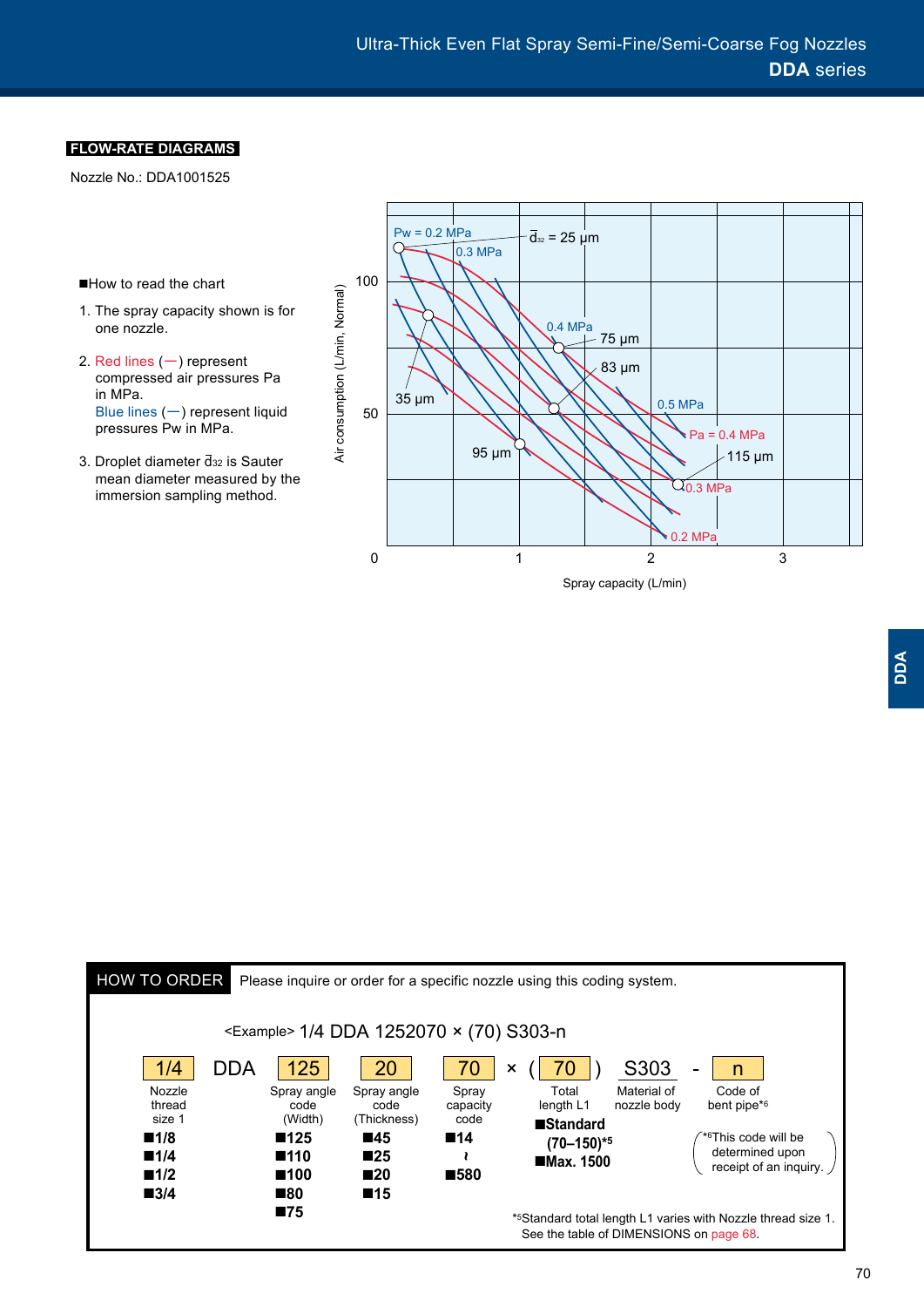## FLOW-RATE DIAGRAMS

Nozzle No.: DDA1001525

■How to read the chart

1. The spray capacity shown is for one nozzle.
2. Red lines (—) represent compressed air pressures Pa in MPa.
   Blue lines (—) represent liquid pressures Pw in MPa.
3. Droplet diameter $\bar{d}_{32}$ is Sauter mean diameter measured by the immersion sampling method.

Pw = 0.2 MPa
0.3 MPa
0.4 MPa
0.5 MPa
$\bar{d}_{32}$ = 25 μm
75 μm
83 μm
35 μm
95 μm
115 μm
Pa = 0.4 MPa
0.3 MPa
0.2 MPa
Air consumption (L/min, Normal)
100
50
0
1
2
3
Spray capacity (L/min)

## HOW TO ORDER

Please inquire or order for a specific nozzle using this coding system.

<Example> 1/4 DDA 1252070 × (70) S303-n

| 1/4 | DDA | 125 | 20 | 70 | × ( 70 ) | S303 | - n |
|---|---|---|---|---|---|---|---|
| Nozzle thread size 1 | | Spray angle code (Width) | Spray angle code (Thickness) | Spray capacity code | Total length L1 | Material of nozzle body | Code of bent pipe*6 |
| ■1/8 | | ■125 | ■45 | ■14 | **■Standard (70–150)*5** | | (*6This code will be determined upon receipt of an inquiry.) |
| ■1/4 | | ■110 | ■25 | ≀ | **■Max. 1500** | | |
| ■1/2 | | ■100 | ■20 | ■580 | | | |
| ■3/4 | | ■80 | ■15 | | | | |
| | | ■75 | | | | | |

*5Standard total length L1 varies with Nozzle thread size 1. See the table of DIMENSIONS on page 68.